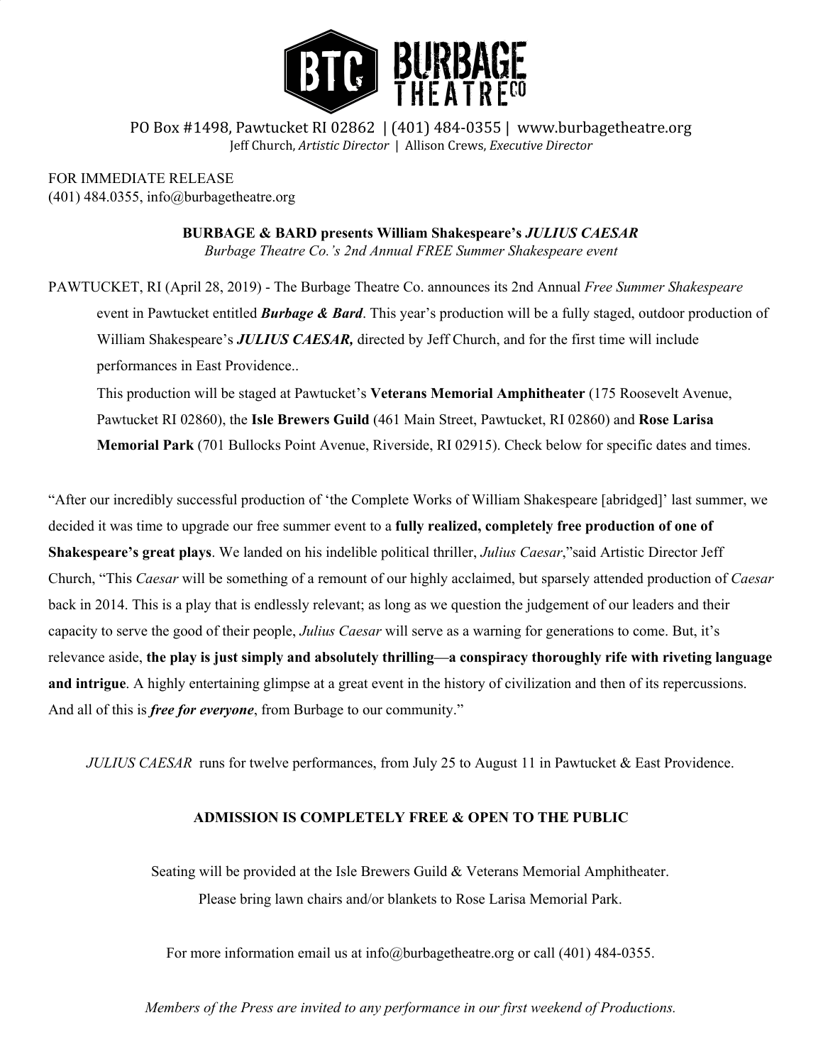# BTC BURBAGE THEATRE CO

PO Box #1498, Pawtucket RI 02862 | (401) 484-0355 | www.burbagetheatre.org
Jeff Church, *Artistic Director* | Allison Crews, *Executive Director*

FOR IMMEDIATE RELEASE
(401) 484.0355, info@burbagetheatre.org

**BURBAGE & BARD presents William Shakespeare's *JULIUS CAESAR***
*Burbage Theatre Co.'s 2nd Annual FREE Summer Shakespeare event*

PAWTUCKET, RI (April 28, 2019) - The Burbage Theatre Co. announces its 2nd Annual *Free Summer Shakespeare* event in Pawtucket entitled ***Burbage & Bard***. This year's production will be a fully staged, outdoor production of William Shakespeare's ***JULIUS CAESAR,*** directed by Jeff Church, and for the first time will include performances in East Providence..

This production will be staged at Pawtucket's **Veterans Memorial Amphitheater** (175 Roosevelt Avenue, Pawtucket RI 02860), the **Isle Brewers Guild** (461 Main Street, Pawtucket, RI 02860) and **Rose Larisa Memorial Park** (701 Bullocks Point Avenue, Riverside, RI 02915). Check below for specific dates and times.

"After our incredibly successful production of 'the Complete Works of William Shakespeare [abridged]' last summer, we decided it was time to upgrade our free summer event to a **fully realized, completely free production of one of Shakespeare's great plays**. We landed on his indelible political thriller, *Julius Caesar*,"said Artistic Director Jeff Church, "This *Caesar* will be something of a remount of our highly acclaimed, but sparsely attended production of *Caesar* back in 2014. This is a play that is endlessly relevant; as long as we question the judgement of our leaders and their capacity to serve the good of their people, *Julius Caesar* will serve as a warning for generations to come. But, it's relevance aside, **the play is just simply and absolutely thrilling—a conspiracy thoroughly rife with riveting language and intrigue**. A highly entertaining glimpse at a great event in the history of civilization and then of its repercussions. And all of this is ***free for everyone***, from Burbage to our community."

*JULIUS CAESAR* runs for twelve performances, from July 25 to August 11 in Pawtucket & East Providence.

**ADMISSION IS COMPLETELY FREE & OPEN TO THE PUBLIC**

Seating will be provided at the Isle Brewers Guild & Veterans Memorial Amphitheater.
Please bring lawn chairs and/or blankets to Rose Larisa Memorial Park.

For more information email us at info@burbagetheatre.org or call (401) 484-0355.

*Members of the Press are invited to any performance in our first weekend of Productions.*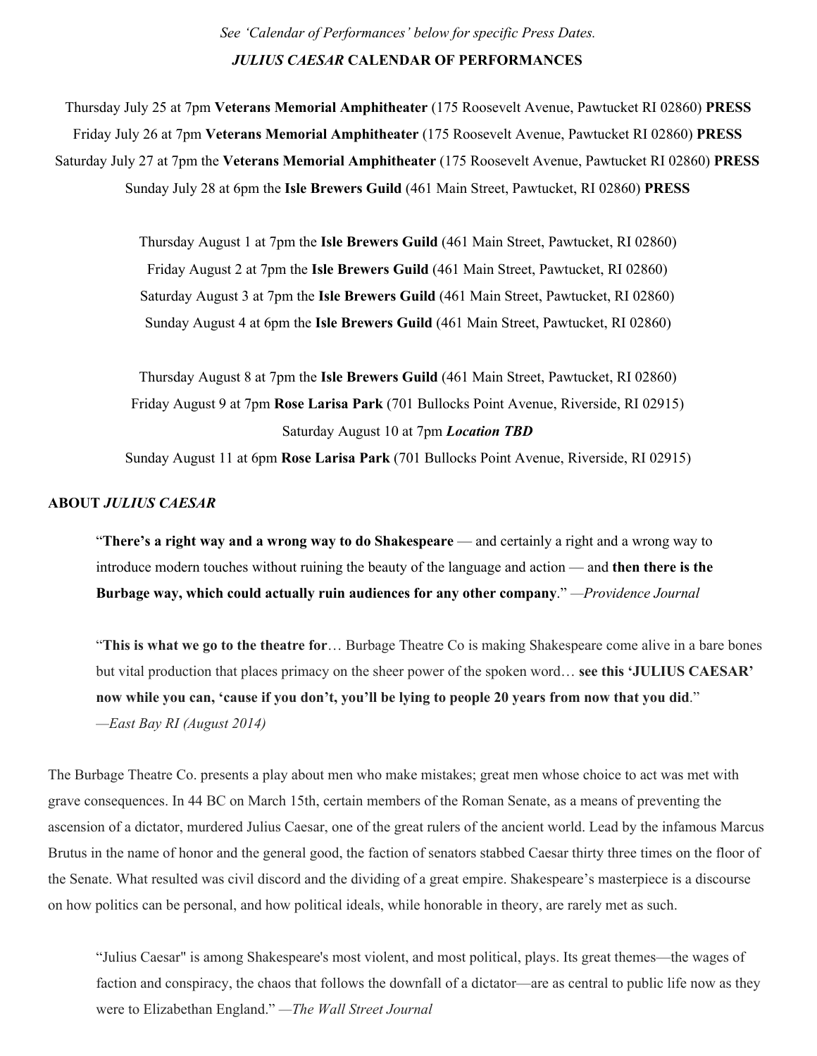*See 'Calendar of Performances' below for specific Press Dates.*

## *JULIUS CAESAR* CALENDAR OF PERFORMANCES

Thursday July 25 at 7pm **Veterans Memorial Amphitheater** (175 Roosevelt Avenue, Pawtucket RI 02860) **PRESS**
Friday July 26 at 7pm **Veterans Memorial Amphitheater** (175 Roosevelt Avenue, Pawtucket RI 02860) **PRESS**
Saturday July 27 at 7pm the **Veterans Memorial Amphitheater** (175 Roosevelt Avenue, Pawtucket RI 02860) **PRESS**
Sunday July 28 at 6pm the **Isle Brewers Guild** (461 Main Street, Pawtucket, RI 02860) **PRESS**

Thursday August 1 at 7pm the **Isle Brewers Guild** (461 Main Street, Pawtucket, RI 02860)
Friday August 2 at 7pm the **Isle Brewers Guild** (461 Main Street, Pawtucket, RI 02860)
Saturday August 3 at 7pm the **Isle Brewers Guild** (461 Main Street, Pawtucket, RI 02860)
Sunday August 4 at 6pm the **Isle Brewers Guild** (461 Main Street, Pawtucket, RI 02860)

Thursday August 8 at 7pm the **Isle Brewers Guild** (461 Main Street, Pawtucket, RI 02860)
Friday August 9 at 7pm **Rose Larisa Park** (701 Bullocks Point Avenue, Riverside, RI 02915)
Saturday August 10 at 7pm ***Location TBD***
Sunday August 11 at 6pm **Rose Larisa Park** (701 Bullocks Point Avenue, Riverside, RI 02915)

## ABOUT *JULIUS CAESAR*

> "**There's a right way and a wrong way to do Shakespeare** — and certainly a right and a wrong way to introduce modern touches without ruining the beauty of the language and action — and **then there is the Burbage way, which could actually ruin audiences for any other company**." —*Providence Journal*

> "**This is what we go to the theatre for**… Burbage Theatre Co is making Shakespeare come alive in a bare bones but vital production that places primacy on the sheer power of the spoken word… **see this 'JULIUS CAESAR' now while you can, 'cause if you don't, you'll be lying to people 20 years from now that you did**."
> —*East Bay RI (August 2014)*

The Burbage Theatre Co. presents a play about men who make mistakes; great men whose choice to act was met with grave consequences. In 44 BC on March 15th, certain members of the Roman Senate, as a means of preventing the ascension of a dictator, murdered Julius Caesar, one of the great rulers of the ancient world. Lead by the infamous Marcus Brutus in the name of honor and the general good, the faction of senators stabbed Caesar thirty three times on the floor of the Senate. What resulted was civil discord and the dividing of a great empire. Shakespeare's masterpiece is a discourse on how politics can be personal, and how political ideals, while honorable in theory, are rarely met as such.

> "Julius Caesar" is among Shakespeare's most violent, and most political, plays. Its great themes—the wages of faction and conspiracy, the chaos that follows the downfall of a dictator—are as central to public life now as they were to Elizabethan England." —*The Wall Street Journal*